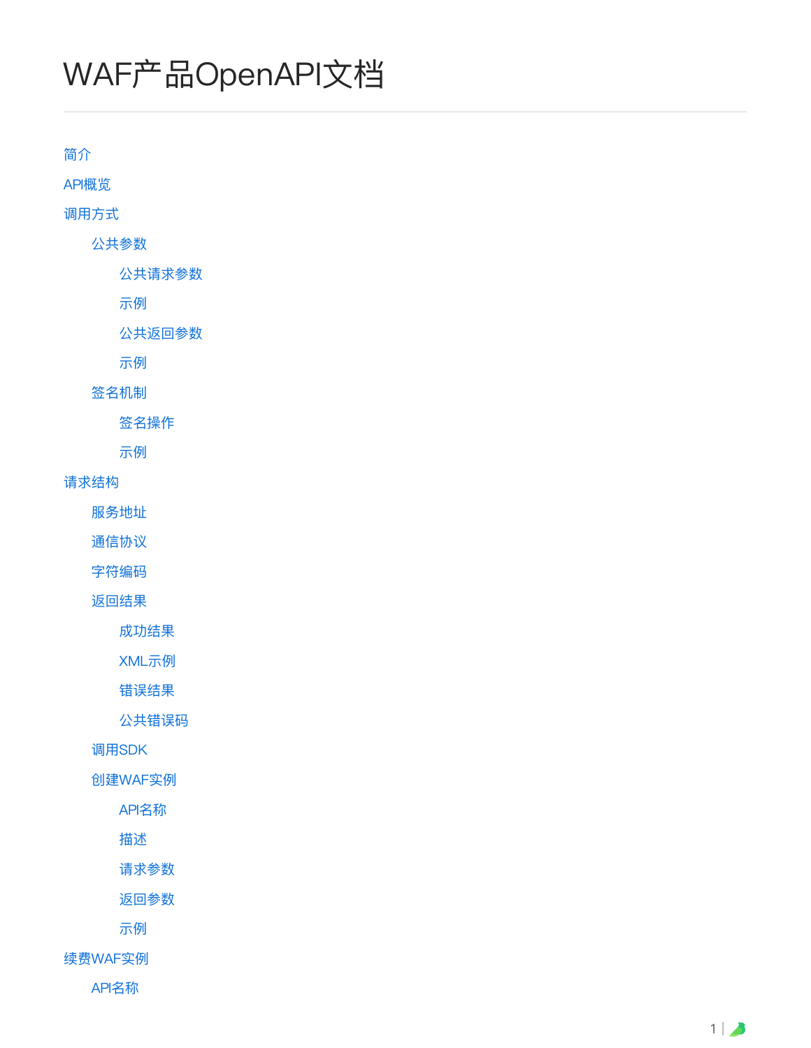# WAF产品OpenAPI文档

- 简介
- API概览
- 调用方式
    - 公共参数
        - 公共请求参数
        - 示例
        - 公共返回参数
        - 示例
    - 签名机制
        - 签名操作
        - 示例
- 请求结构
    - 服务地址
    - 通信协议
    - 字符编码
    - 返回结果
        - 成功结果
        - XML示例
        - 错误结果
        - 公共错误码
    - 调用SDK
    - 创建WAF实例
        - API名称
        - 描述
        - 请求参数
        - 返回参数
        - 示例
- 续费WAF实例
    - API名称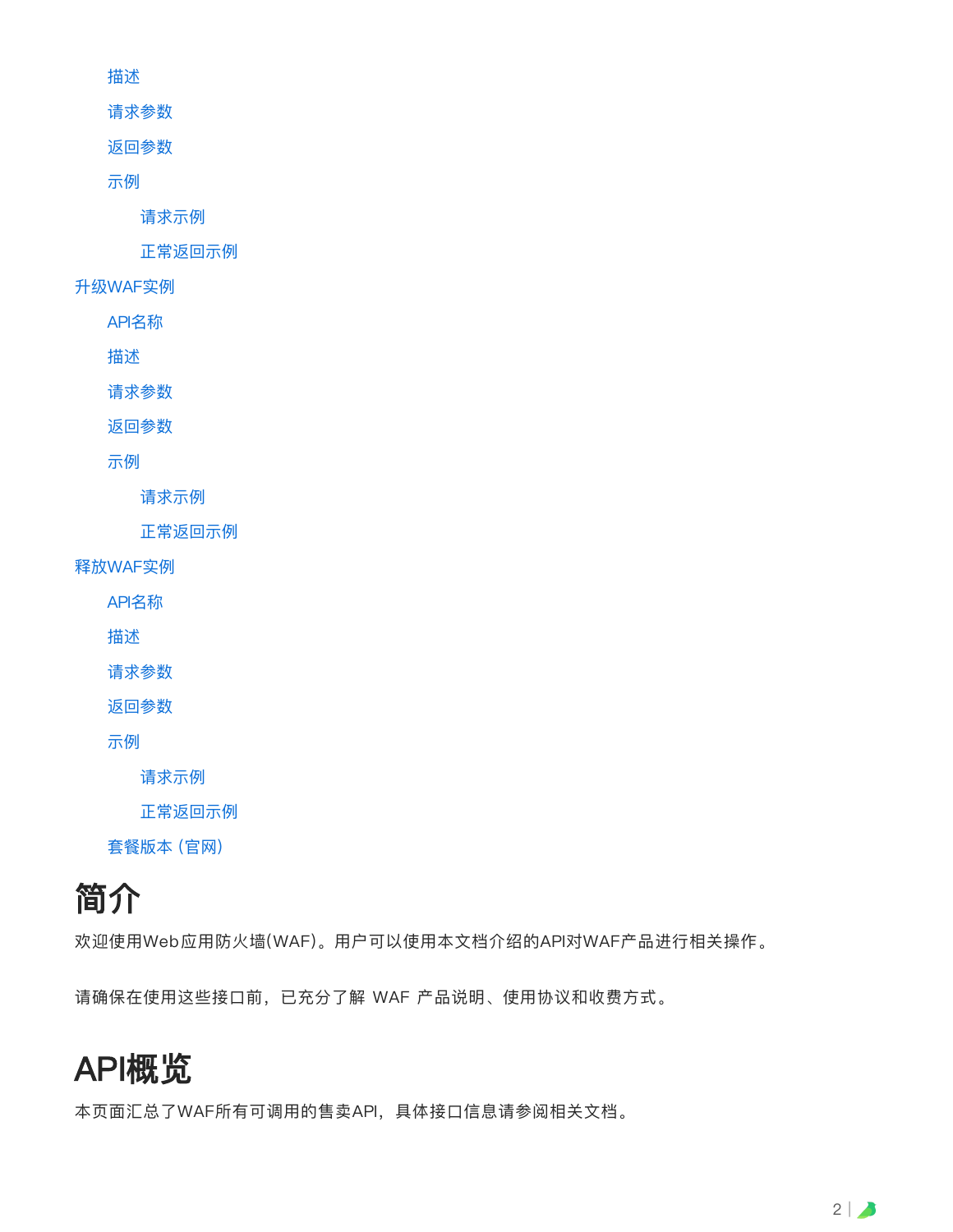- 描述
- 请求参数
- 返回参数
- 示例
  - 请求示例
  - 正常返回示例

升级WAF实例

- API名称
- 描述
- 请求参数
- 返回参数
- 示例
  - 请求示例
  - 正常返回示例

释放WAF实例

- API名称
- 描述
- 请求参数
- 返回参数
- 示例
  - 请求示例
  - 正常返回示例
- 套餐版本（官网）

# 简介

欢迎使用Web应用防火墙(WAF)。用户可以使用本文档介绍的API对WAF产品进行相关操作。

请确保在使用这些接口前，已充分了解 WAF 产品说明、使用协议和收费方式。

# API概览

本页面汇总了WAF所有可调用的售卖API，具体接口信息请参阅相关文档。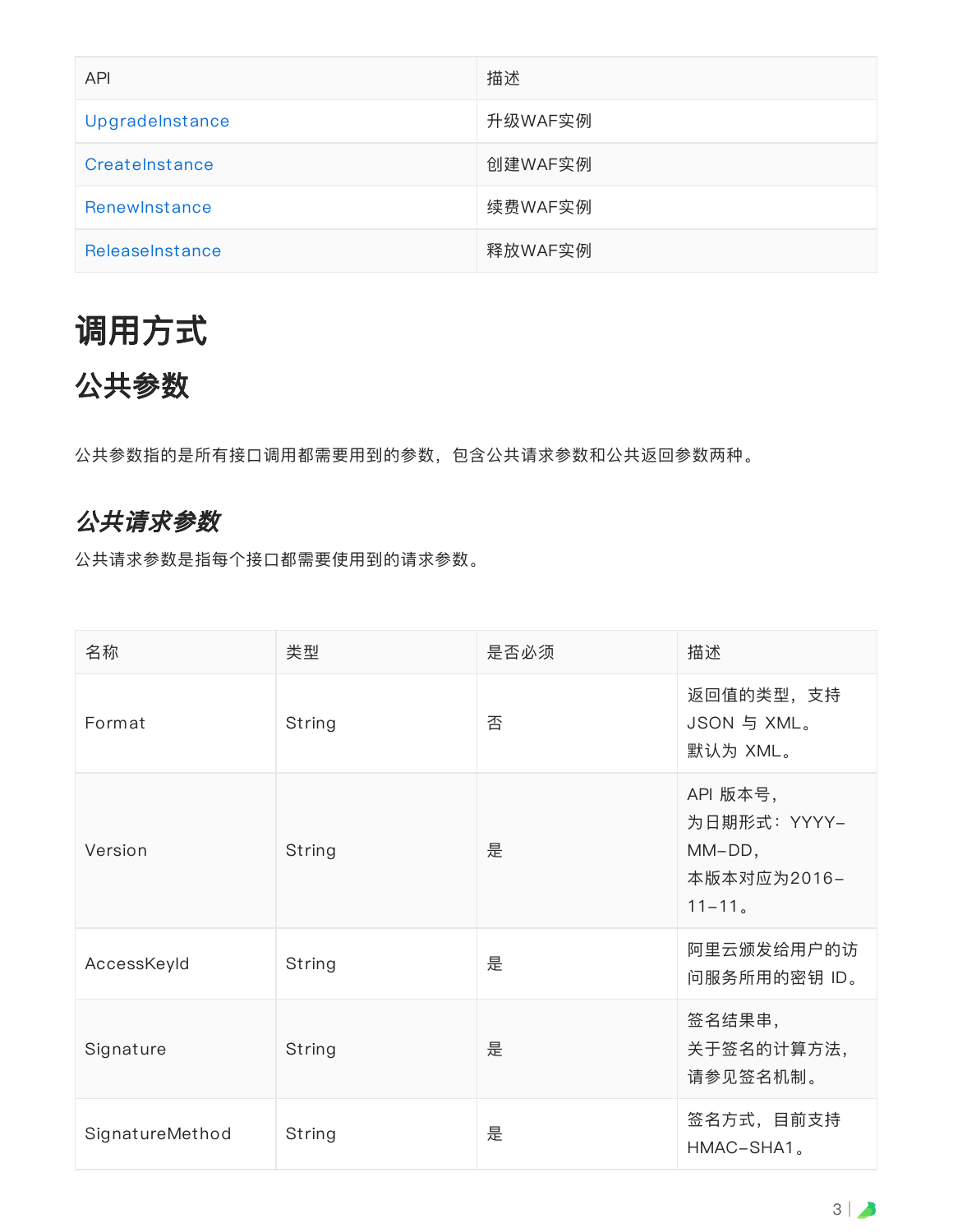| API | 描述 |
| --- | --- |
| UpgradeInstance | 升级WAF实例 |
| CreateInstance | 创建WAF实例 |
| RenewInstance | 续费WAF实例 |
| ReleaseInstance | 释放WAF实例 |

# 调用方式

## 公共参数

公共参数指的是所有接口调用都需要用到的参数，包含公共请求参数和公共返回参数两种。

### *公共请求参数*

公共请求参数是指每个接口都需要使用到的请求参数。

| 名称 | 类型 | 是否必须 | 描述 |
| --- | --- | --- | --- |
| Format | String | 否 | 返回值的类型，支持 JSON 与 XML。默认为 XML。 |
| Version | String | 是 | API 版本号，为日期形式：YYYY-MM-DD，本版本对应为2016-11-11。 |
| AccessKeyId | String | 是 | 阿里云颁发给用户的访问服务所用的密钥 ID。 |
| Signature | String | 是 | 签名结果串，关于签名的计算方法，请参见签名机制。 |
| SignatureMethod | String | 是 | 签名方式，目前支持 HMAC-SHA1。 |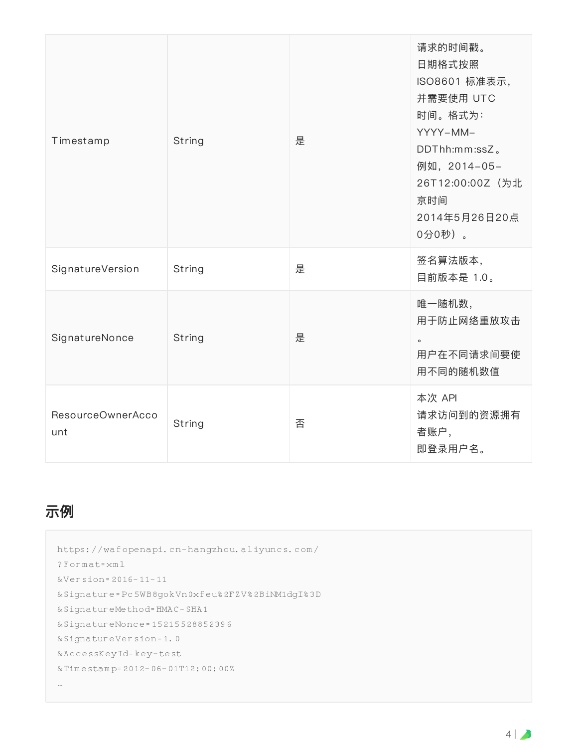| Timestamp | String | 是 | 请求的时间戳。日期格式按照 ISO8601 标准表示，并需要使用 UTC 时间。格式为：YYYY-MM-DDThh:mm:ssZ。例如，2014-05-26T12:00:00Z（为北京时间 2014年5月26日20点0分0秒）。 |
|---|---|---|---|
| SignatureVersion | String | 是 | 签名算法版本，目前版本是 1.0。 |
| SignatureNonce | String | 是 | 唯一随机数，用于防止网络重放攻击。用户在不同请求间要使用不同的随机数值 |
| ResourceOwnerAccount | String | 否 | 本次 API 请求访问到的资源拥有者账户，即登录用户名。 |

## 示例

```
https://wafopenapi.cn-hangzhou.aliyuncs.com/
?Format=xml
&Version=2016-11-11
&Signature=Pc5WB8gokVn0xfeu%2FZV%2BiNM1dgI%3D
&SignatureMethod=HMAC-SHA1
&SignatureNonce=15215528852396
&SignatureVersion=1.0
&AccessKeyId=key-test
&Timestamp=2012-06-01T12:00:00Z
…
```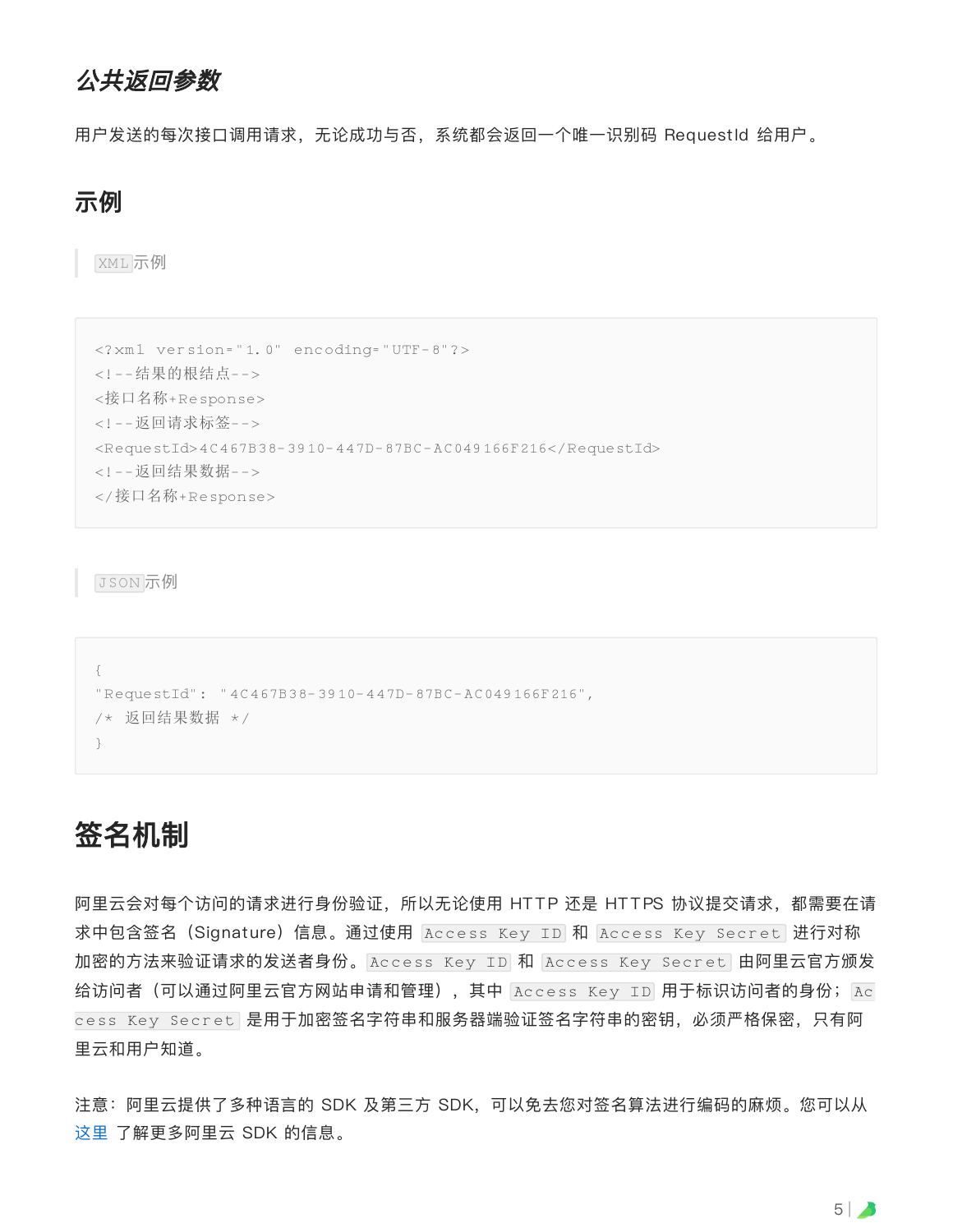### *公共返回参数*

用户发送的每次接口调用请求，无论成功与否，系统都会返回一个唯一识别码 RequestId 给用户。

## 示例

> `XML`示例

```
<?xml version="1.0" encoding="UTF-8"?>
<!--结果的根结点-->
<接口名称+Response>
<!--返回请求标签-->
<RequestId>4C467B38-3910-447D-87BC-AC049166F216</RequestId>
<!--返回结果数据-->
</接口名称+Response>
```

> `JSON`示例

```
{
"RequestId": "4C467B38-3910-447D-87BC-AC049166F216",
/* 返回结果数据 */
}
```

# 签名机制

阿里云会对每个访问的请求进行身份验证，所以无论使用 HTTP 还是 HTTPS 协议提交请求，都需要在请求中包含签名（Signature）信息。通过使用 `Access Key ID` 和 `Access Key Secret` 进行对称加密的方法来验证请求的发送者身份。`Access Key ID` 和 `Access Key Secret` 由阿里云官方颁发给访问者（可以通过阿里云官方网站申请和管理），其中 `Access Key ID` 用于标识访问者的身份；`Access Key Secret` 是用于加密签名字符串和服务器端验证签名字符串的密钥，必须严格保密，只有阿里云和用户知道。

注意：阿里云提供了多种语言的 SDK 及第三方 SDK，可以免去您对签名算法进行编码的麻烦。您可以从 这里 了解更多阿里云 SDK 的信息。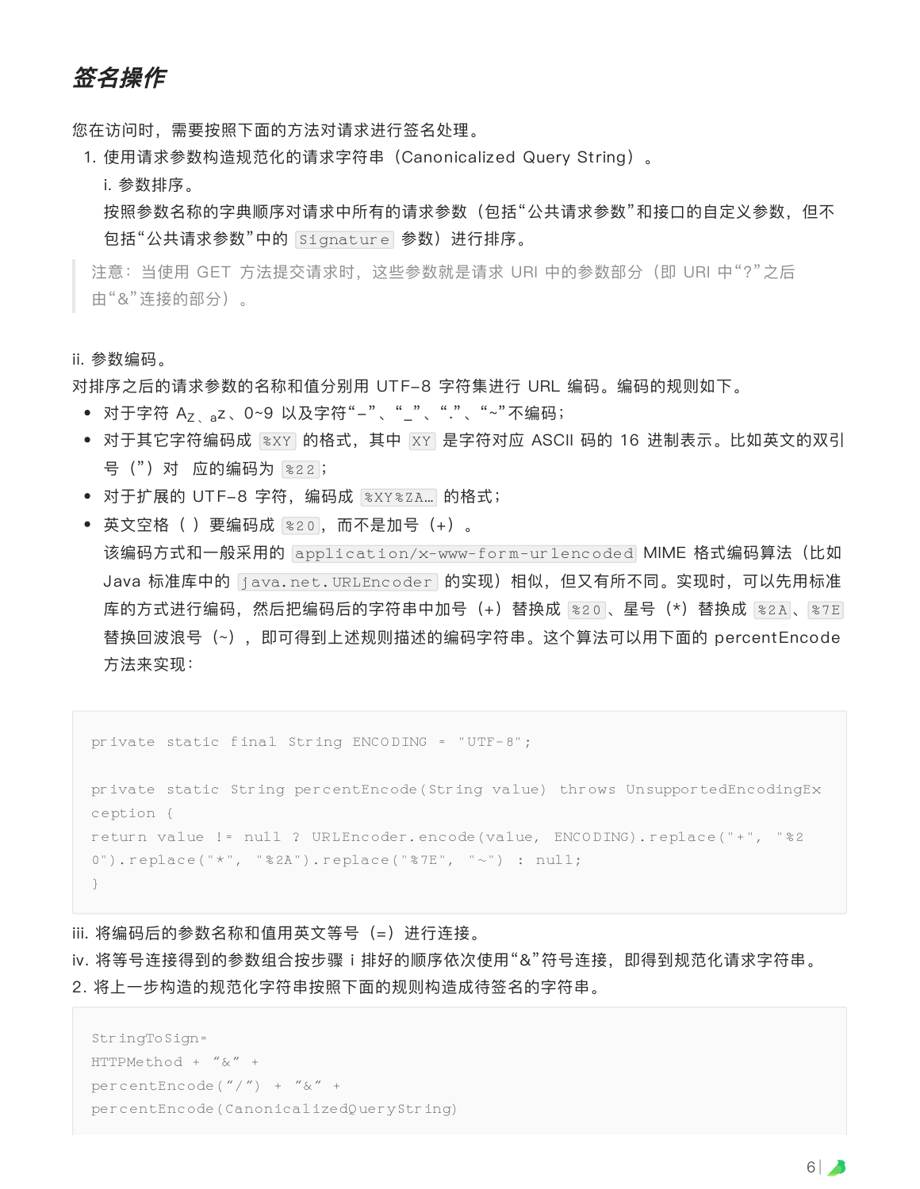## *签名操作*

您在访问时，需要按照下面的方法对请求进行签名处理。

1. 使用请求参数构造规范化的请求字符串（Canonicalized Query String）。

   i. 参数排序。

   按照参数名称的字典顺序对请求中所有的请求参数（包括“公共请求参数”和接口的自定义参数，但不包括“公共请求参数”中的 `Signature` 参数）进行排序。

> 注意：当使用 GET 方法提交请求时，这些参数就是请求 URI 中的参数部分（即 URI 中“?”之后由“&”连接的部分）。

ii. 参数编码。

对排序之后的请求参数的名称和值分别用 UTF-8 字符集进行 URL 编码。编码的规则如下。

- 对于字符 $A_{Z}$、$_{a}z$、0~9 以及字符“-”、“_”、“.”、“~”不编码；
- 对于其它字符编码成 `%XY` 的格式，其中 `XY` 是字符对应 ASCII 码的 16 进制表示。比如英文的双引号（"）对 应的编码为 `%22`；
- 对于扩展的 UTF-8 字符，编码成 `%XY%ZA…` 的格式；
- 英文空格（ ）要编码成 `%20`，而不是加号（+）。

  该编码方式和一般采用的 `application/x-www-form-urlencoded` MIME 格式编码算法（比如 Java 标准库中的 `java.net.URLEncoder` 的实现）相似，但又有所不同。实现时，可以先用标准库的方式进行编码，然后把编码后的字符串中加号（+）替换成 `%20`、星号（*）替换成 `%2A`、`%7E` 替换回波浪号（~），即可得到上述规则描述的编码字符串。这个算法可以用下面的 percentEncode 方法来实现：

```
private static final String ENCODING = "UTF-8";

private static String percentEncode(String value) throws UnsupportedEncodingException {
return value != null ? URLEncoder.encode(value, ENCODING).replace("+", "%20").replace("*", "%2A").replace("%7E", "~") : null;
}
```

iii. 将编码后的参数名称和值用英文等号（=）进行连接。

iv. 将等号连接得到的参数组合按步骤 i 排好的顺序依次使用“&”符号连接，即得到规范化请求字符串。

2. 将上一步构造的规范化字符串按照下面的规则构造成待签名的字符串。

```
StringToSign=
HTTPMethod + “&” +
percentEncode(“/”) + ”&” +
percentEncode(CanonicalizedQueryString)
```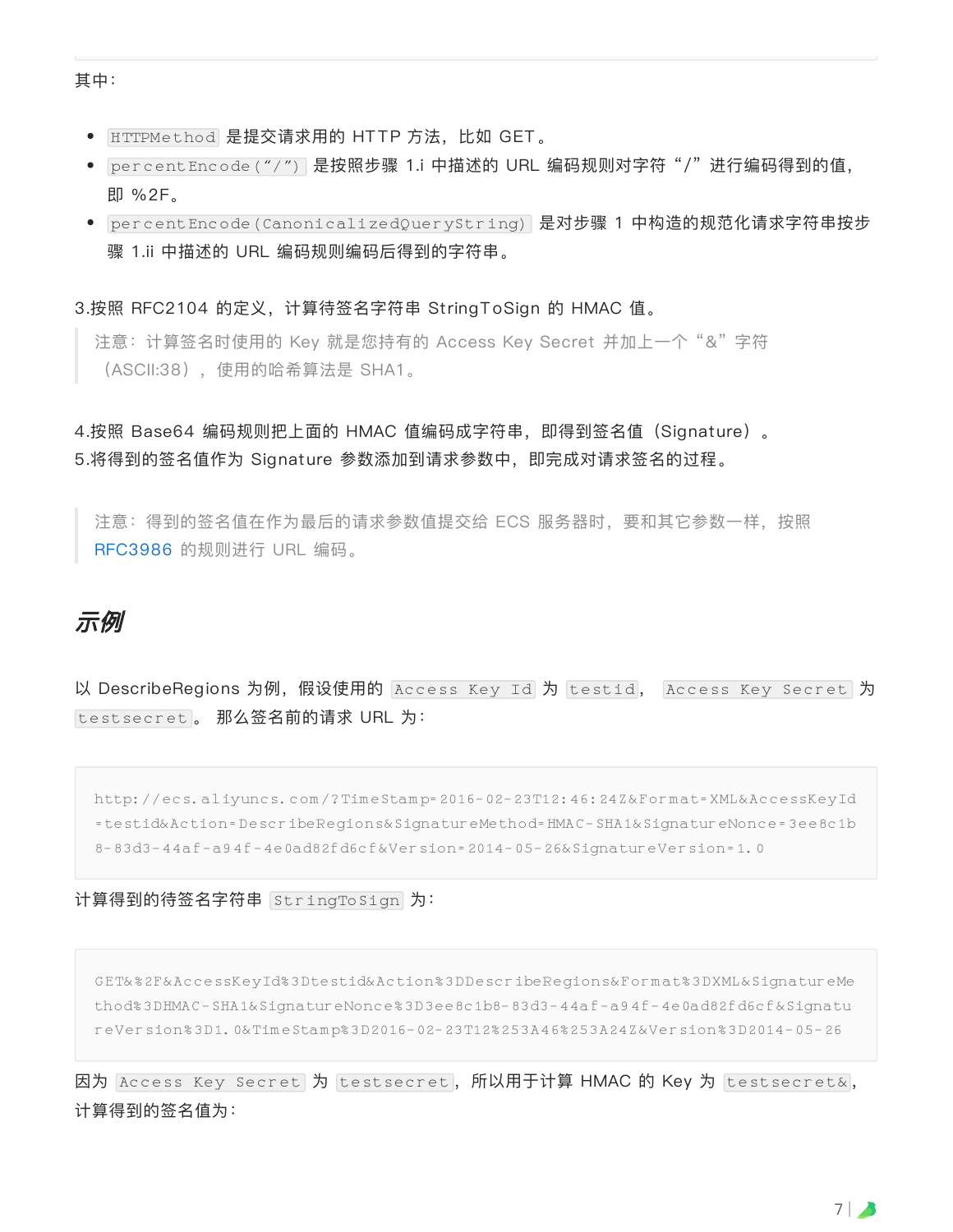其中：

- `HTTPMethod` 是提交请求用的 HTTP 方法，比如 GET。
- `percentEncode("/")` 是按照步骤 1.i 中描述的 URL 编码规则对字符“/”进行编码得到的值，即 %2F。
- `percentEncode(CanonicalizedQueryString)` 是对步骤 1 中构造的规范化请求字符串按步骤 1.ii 中描述的 URL 编码规则编码后得到的字符串。

3.按照 RFC2104 的定义，计算待签名字符串 StringToSign 的 HMAC 值。

> 注意：计算签名时使用的 Key 就是您持有的 Access Key Secret 并加上一个“&”字符（ASCII:38），使用的哈希算法是 SHA1。

4.按照 Base64 编码规则把上面的 HMAC 值编码成字符串，即得到签名值（Signature）。
5.将得到的签名值作为 Signature 参数添加到请求参数中，即完成对请求签名的过程。

> 注意：得到的签名值在作为最后的请求参数值提交给 ECS 服务器时，要和其它参数一样，按照 RFC3986 的规则进行 URL 编码。

## *示例*

以 DescribeRegions 为例，假设使用的 `Access Key Id` 为 `testid`， `Access Key Secret` 为 `testsecret`。 那么签名前的请求 URL 为：

```
http://ecs.aliyuncs.com/?TimeStamp=2016-02-23T12:46:24Z&Format=XML&AccessKeyId=testid&Action=DescribeRegions&SignatureMethod=HMAC-SHA1&SignatureNonce=3ee8c1b8-83d3-44af-a94f-4e0ad82fd6cf&Version=2014-05-26&SignatureVersion=1.0
```

计算得到的待签名字符串 `StringToSign` 为：

```
GET&%2F&AccessKeyId%3Dtestid&Action%3DDescribeRegions&Format%3DXML&SignatureMethod%3DHMAC-SHA1&SignatureNonce%3D3ee8c1b8-83d3-44af-a94f-4e0ad82fd6cf&SignatureVersion%3D1.0&TimeStamp%3D2016-02-23T12%253A46%253A24Z&Version%3D2014-05-26
```

因为 `Access Key Secret` 为 `testsecret`，所以用于计算 HMAC 的 Key 为 `testsecret&`，计算得到的签名值为：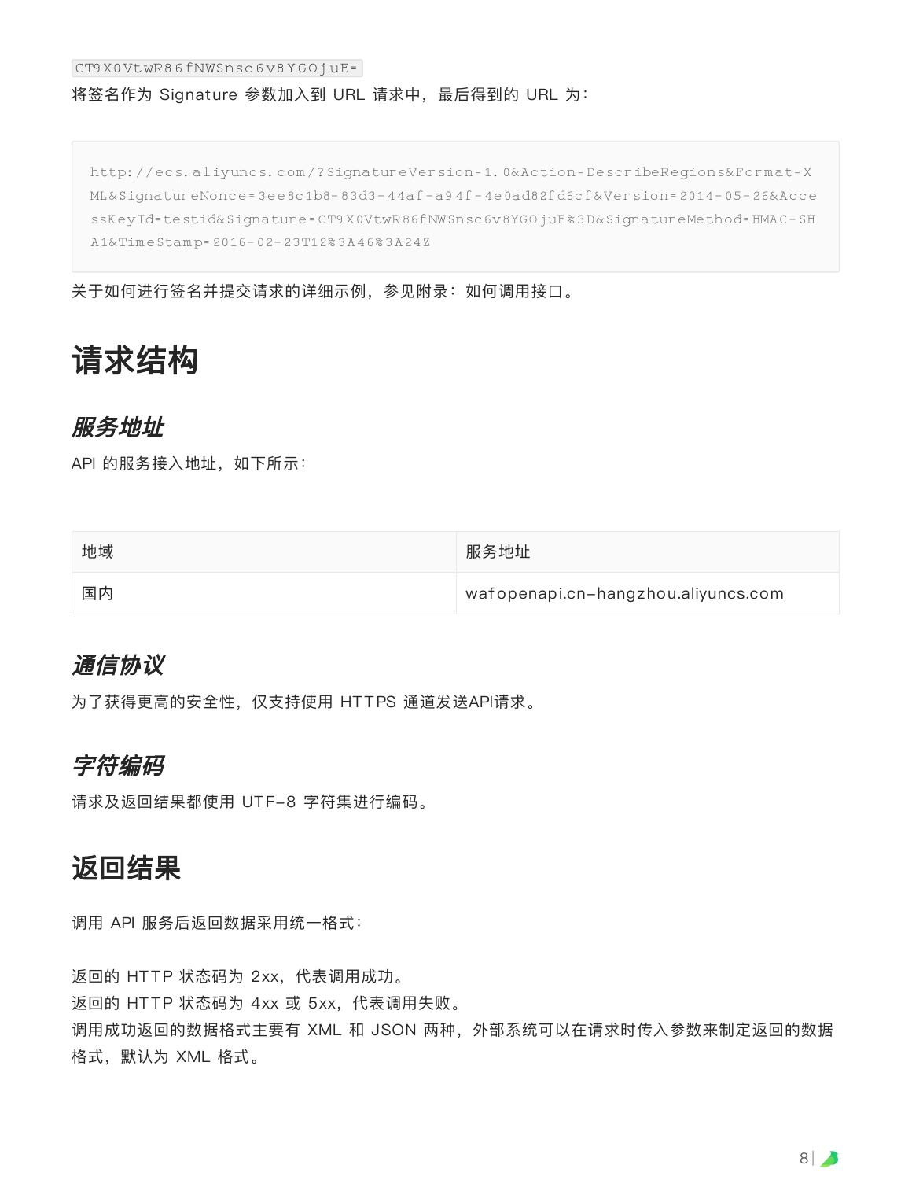`CT9X0VtwR86fNWSnsc6v8YGOjuE=`

将签名作为 Signature 参数加入到 URL 请求中，最后得到的 URL 为：

```
http://ecs.aliyuncs.com/?SignatureVersion=1.0&Action=DescribeRegions&Format=XML&SignatureNonce=3ee8c1b8-83d3-44af-a94f-4e0ad82fd6cf&Version=2014-05-26&AccessKeyId=testid&Signature=CT9X0VtwR86fNWSnsc6v8YGOjuE%3D&SignatureMethod=HMAC-SHA1&TimeStamp=2016-02-23T12%3A46%3A24Z
```

关于如何进行签名并提交请求的详细示例，参见附录：如何调用接口。

# 请求结构

### *服务地址*

API 的服务接入地址，如下所示：

| 地域 | 服务地址 |
| --- | --- |
| 国内 | wafopenapi.cn-hangzhou.aliyuncs.com |

### *通信协议*

为了获得更高的安全性，仅支持使用 HTTPS 通道发送API请求。

### *字符编码*

请求及返回结果都使用 UTF-8 字符集进行编码。

# 返回结果

调用 API 服务后返回数据采用统一格式：

返回的 HTTP 状态码为 2xx，代表调用成功。
返回的 HTTP 状态码为 4xx 或 5xx，代表调用失败。
调用成功返回的数据格式主要有 XML 和 JSON 两种，外部系统可以在请求时传入参数来制定返回的数据格式，默认为 XML 格式。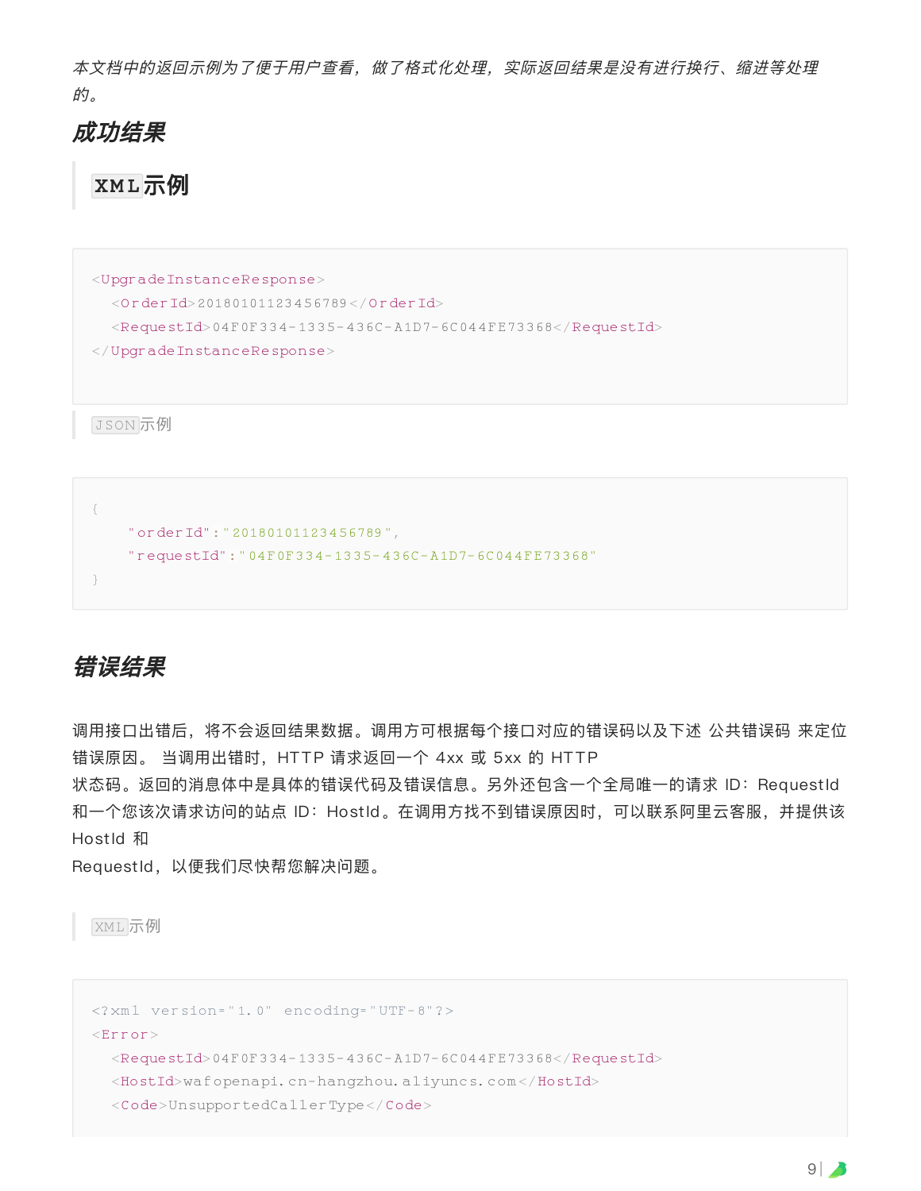*本文档中的返回示例为了便于用户查看，做了格式化处理，实际返回结果是没有进行换行、缩进等处理的。*

## 成功结果

> `XML`示例

```
<UpgradeInstanceResponse>
  <OrderId>20180101123456789</OrderId>
  <RequestId>04F0F334-1335-436C-A1D7-6C044FE73368</RequestId>
</UpgradeInstanceResponse>
```

> `JSON`示例

```
{
    "orderId":"20180101123456789",
    "requestId":"04F0F334-1335-436C-A1D7-6C044FE73368"
}
```

## 错误结果

调用接口出错后，将不会返回结果数据。调用方可根据每个接口对应的错误码以及下述 公共错误码 来定位错误原因。 当调用出错时，HTTP 请求返回一个 4xx 或 5xx 的 HTTP 状态码。返回的消息体中是具体的错误代码及错误信息。另外还包含一个全局唯一的请求 ID：RequestId 和一个您该次请求访问的站点 ID：HostId。在调用方找不到错误原因时，可以联系阿里云客服，并提供该 HostId 和 RequestId，以便我们尽快帮您解决问题。

> `XML`示例

```
<?xml version="1.0" encoding="UTF-8"?>
<Error>
  <RequestId>04F0F334-1335-436C-A1D7-6C044FE73368</RequestId>
  <HostId>wafopenapi.cn-hangzhou.aliyuncs.com</HostId>
  <Code>UnsupportedCallerType</Code>
```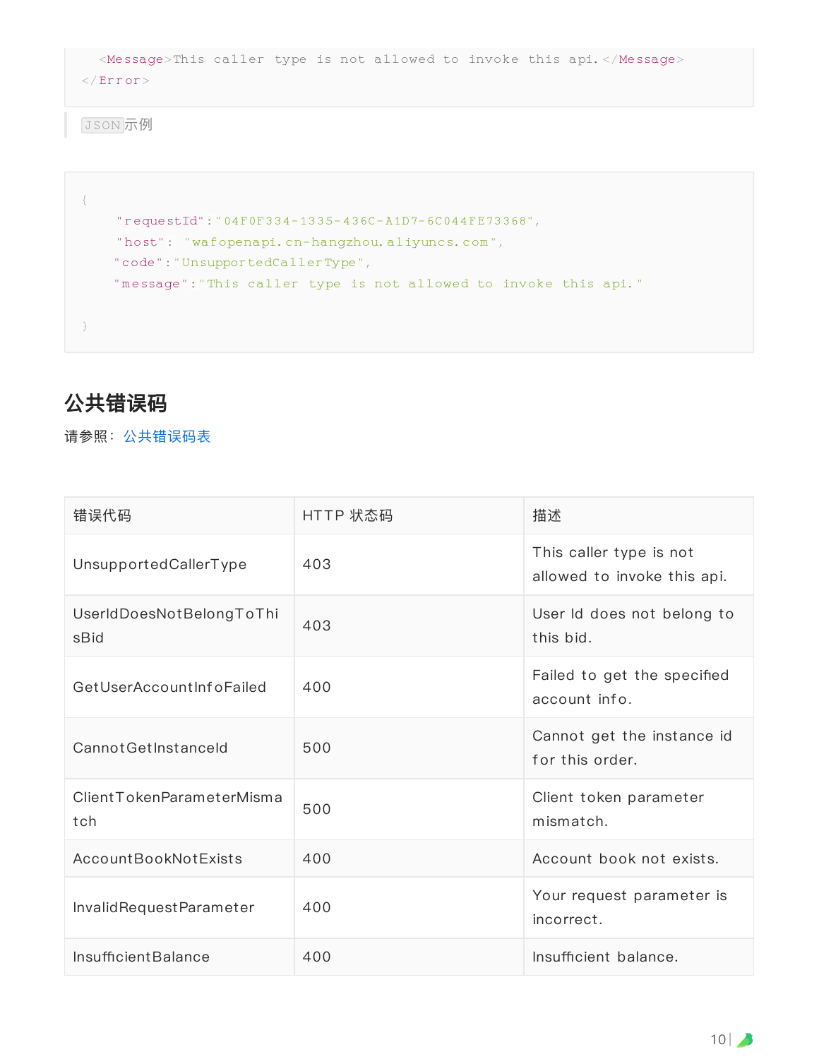```
    <Message>This caller type is not allowed to invoke this api.</Message>
</Error>
```

> `JSON`示例

```
{
    "requestId":"04F0F334-1335-436C-A1D7-6C044FE73368",
    "host": "wafopenapi.cn-hangzhou.aliyuncs.com",
    "code":"UnsupportedCallerType",
    "message":"This caller type is not allowed to invoke this api."

}
```

## 公共错误码

请参照：公共错误码表

| 错误代码 | HTTP 状态码 | 描述 |
| --- | --- | --- |
| UnsupportedCallerType | 403 | This caller type is not allowed to invoke this api. |
| UserIdDoesNotBelongToThisBid | 403 | User Id does not belong to this bid. |
| GetUserAccountInfoFailed | 400 | Failed to get the specified account info. |
| CannotGetInstanceId | 500 | Cannot get the instance id for this order. |
| ClientTokenParameterMismatch | 500 | Client token parameter mismatch. |
| AccountBookNotExists | 400 | Account book not exists. |
| InvalidRequestParameter | 400 | Your request parameter is incorrect. |
| InsufficientBalance | 400 | Insufficient balance. |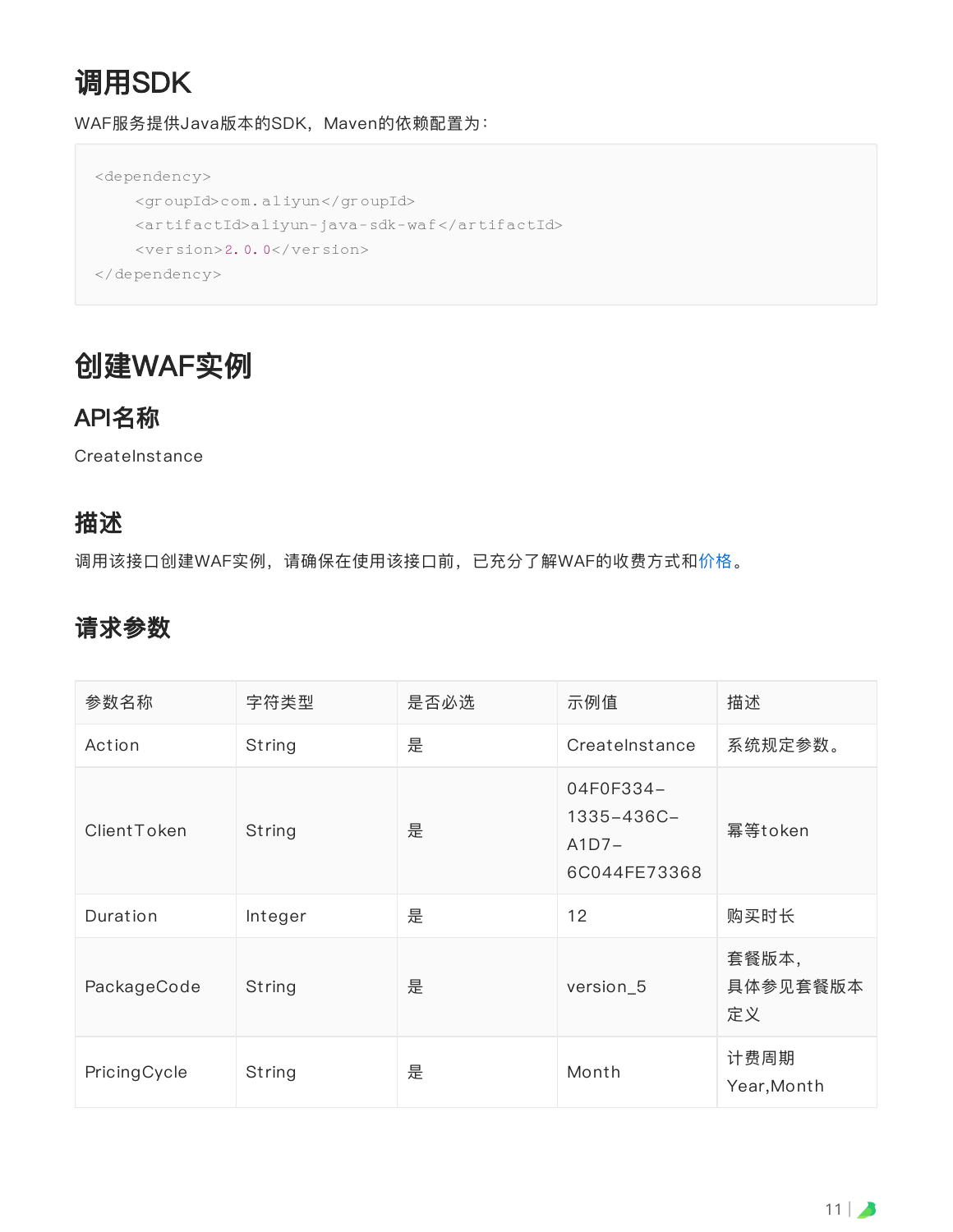# 调用SDK

WAF服务提供Java版本的SDK，Maven的依赖配置为：

```
<dependency>
    <groupId>com.aliyun</groupId>
    <artifactId>aliyun-java-sdk-waf</artifactId>
    <version>2.0.0</version>
</dependency>
```

# 创建WAF实例

## API名称

CreateInstance

## 描述

调用该接口创建WAF实例，请确保在使用该接口前，已充分了解WAF的收费方式和价格。

## 请求参数

| 参数名称 | 字符类型 | 是否必选 | 示例值 | 描述 |
| --- | --- | --- | --- | --- |
| Action | String | 是 | CreateInstance | 系统规定参数。 |
| ClientToken | String | 是 | 04F0F334-1335-436C-A1D7-6C044FE73368 | 幂等token |
| Duration | Integer | 是 | 12 | 购买时长 |
| PackageCode | String | 是 | version_5 | 套餐版本，具体参见套餐版本定义 |
| PricingCycle | String | 是 | Month | 计费周期 Year,Month |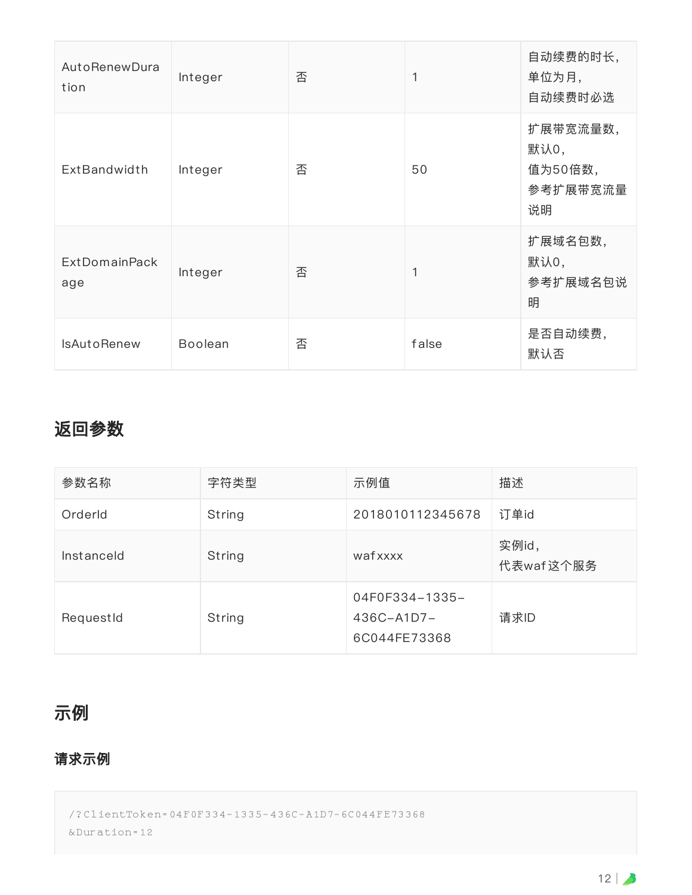| AutoRenewDuration | Integer | 否 | 1 | 自动续费的时长，<br>单位为月，<br>自动续费时必选 |
| --- | --- | --- | --- | --- |
| ExtBandwidth | Integer | 否 | 50 | 扩展带宽流量数，<br>默认0，<br>值为50倍数，<br>参考扩展带宽流量说明 |
| ExtDomainPackage | Integer | 否 | 1 | 扩展域名包数，<br>默认0，<br>参考扩展域名包说明 |
| IsAutoRenew | Boolean | 否 | false | 是否自动续费，<br>默认否 |

## 返回参数

| 参数名称 | 字符类型 | 示例值 | 描述 |
| --- | --- | --- | --- |
| OrderId | String | 2018010112345678 | 订单id |
| InstanceId | String | wafxxxx | 实例id，<br>代表waf这个服务 |
| RequestId | String | 04F0F334-1335-436C-A1D7-6C044FE73368 | 请求ID |

## 示例

### 请求示例

```
/?ClientToken=04F0F334-1335-436C-A1D7-6C044FE73368
&Duration=12
```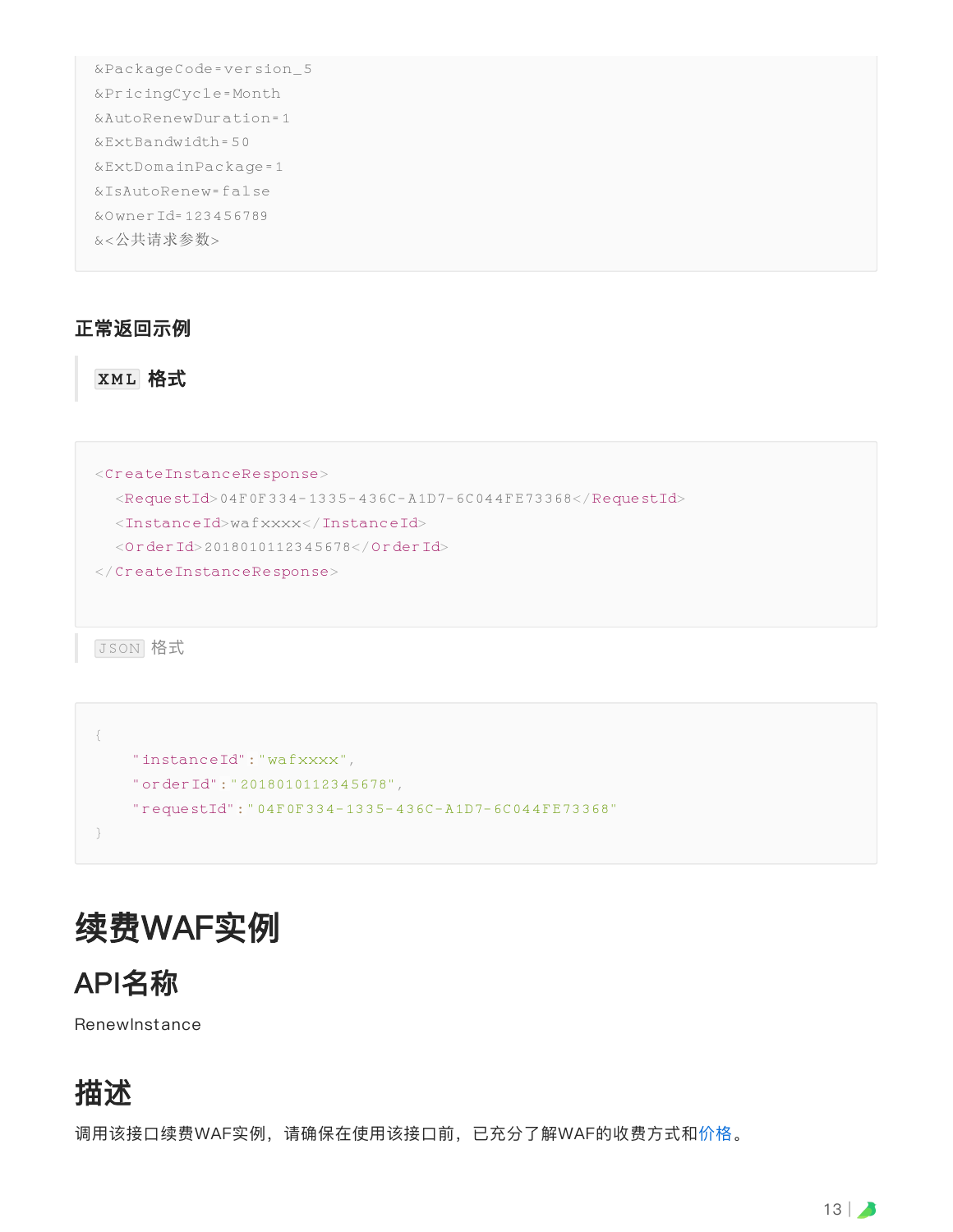```
&PackageCode=version_5
&PricingCycle=Month
&AutoRenewDuration=1
&ExtBandwidth=50
&ExtDomainPackage=1
&IsAutoRenew=false
&OwnerId=123456789
&<公共请求参数>
```

### 正常返回示例

> `XML` 格式

```xml
<CreateInstanceResponse>
  <RequestId>04F0F334-1335-436C-A1D7-6C044FE73368</RequestId>
  <InstanceId>wafxxxx</InstanceId>
  <OrderId>2018010112345678</OrderId>
</CreateInstanceResponse>
```

> `JSON` 格式

```json
{
    "instanceId":"wafxxxx",
    "orderId":"2018010112345678",
    "requestId":"04F0F334-1335-436C-A1D7-6C044FE73368"
}
```

# 续费WAF实例

## API名称

RenewInstance

## 描述

调用该接口续费WAF实例，请确保在使用该接口前，已充分了解WAF的收费方式和价格。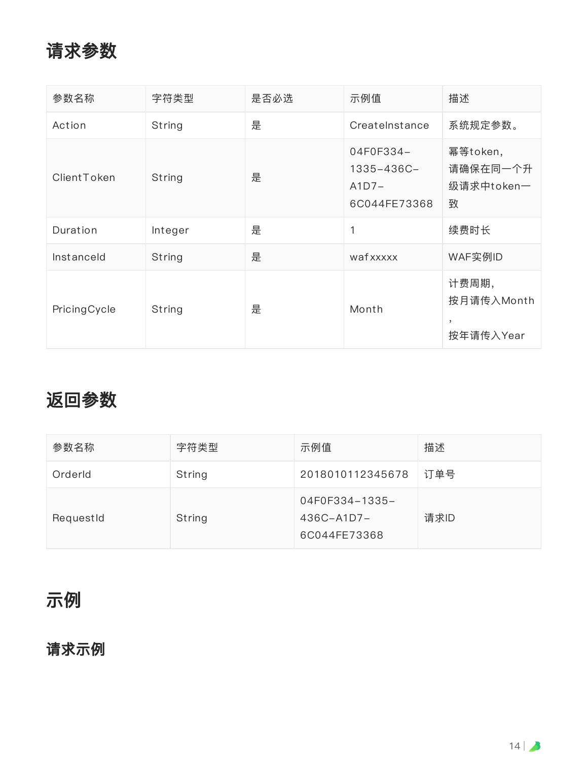## 请求参数

| 参数名称 | 字符类型 | 是否必选 | 示例值 | 描述 |
| --- | --- | --- | --- | --- |
| Action | String | 是 | CreateInstance | 系统规定参数。 |
| ClientToken | String | 是 | 04F0F334-1335-436C-A1D7-6C044FE73368 | 幂等token，请确保在同一个升级请求中token一致 |
| Duration | Integer | 是 | 1 | 续费时长 |
| InstanceId | String | 是 | wafxxxxx | WAF实例ID |
| PricingCycle | String | 是 | Month | 计费周期，按月请传入Month，按年请传入Year |

## 返回参数

| 参数名称 | 字符类型 | 示例值 | 描述 |
| --- | --- | --- | --- |
| OrderId | String | 2018010112345678 | 订单号 |
| RequestId | String | 04F0F334-1335-436C-A1D7-6C044FE73368 | 请求ID |

## 示例

### 请求示例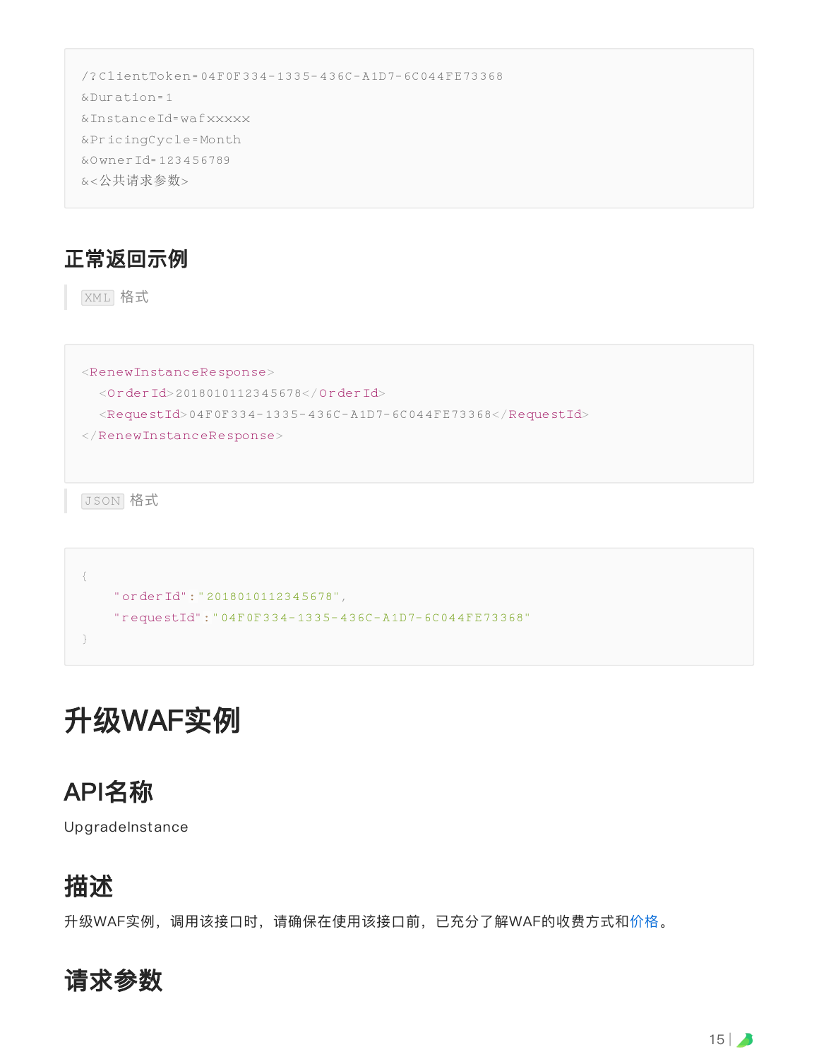```
/?ClientToken=04F0F334-1335-436C-A1D7-6C044FE73368
&Duration=1
&InstanceId=wafxxxxx
&PricingCycle=Month
&OwnerId=123456789
&<公共请求参数>
```

## 正常返回示例

> `XML` 格式

```xml
<RenewInstanceResponse>
  <OrderId>2018010112345678</OrderId>
  <RequestId>04F0F334-1335-436C-A1D7-6C044FE73368</RequestId>
</RenewInstanceResponse>
```

> `JSON` 格式

```json
{
    "orderId":"2018010112345678",
    "requestId":"04F0F334-1335-436C-A1D7-6C044FE73368"
}
```

# 升级WAF实例

## API名称

UpgradeInstance

## 描述

升级WAF实例，调用该接口时，请确保在使用该接口前，已充分了解WAF的收费方式和价格。

## 请求参数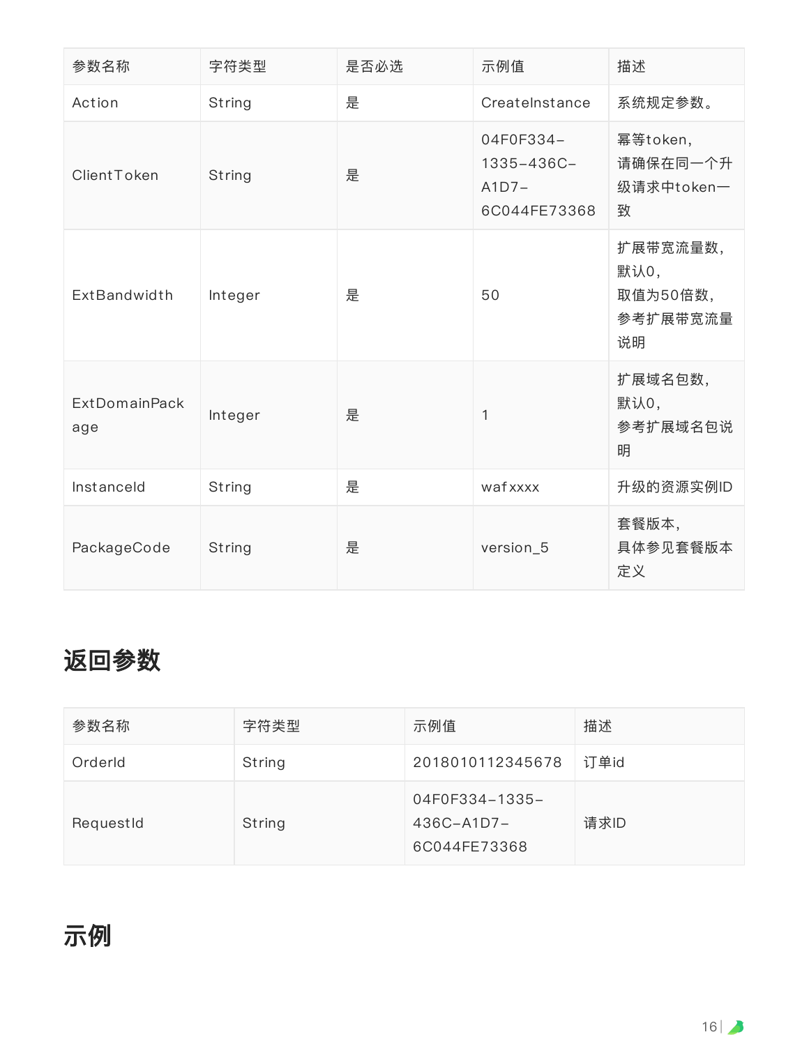| 参数名称 | 字符类型 | 是否必选 | 示例值 | 描述 |
| --- | --- | --- | --- | --- |
| Action | String | 是 | CreateInstance | 系统规定参数。 |
| ClientToken | String | 是 | 04F0F334-1335-436C-A1D7-6C044FE73368 | 幂等token，请确保在同一个升级请求中token一致 |
| ExtBandwidth | Integer | 是 | 50 | 扩展带宽流量数，默认0，取值为50倍数，参考扩展带宽流量说明 |
| ExtDomainPackage | Integer | 是 | 1 | 扩展域名包数，默认0，参考扩展域名包说明 |
| InstanceId | String | 是 | wafxxxx | 升级的资源实例ID |
| PackageCode | String | 是 | version_5 | 套餐版本，具体参见套餐版本定义 |

# 返回参数

| 参数名称 | 字符类型 | 示例值 | 描述 |
| --- | --- | --- | --- |
| OrderId | String | 2018010112345678 | 订单id |
| RequestId | String | 04F0F334-1335-436C-A1D7-6C044FE73368 | 请求ID |

# 示例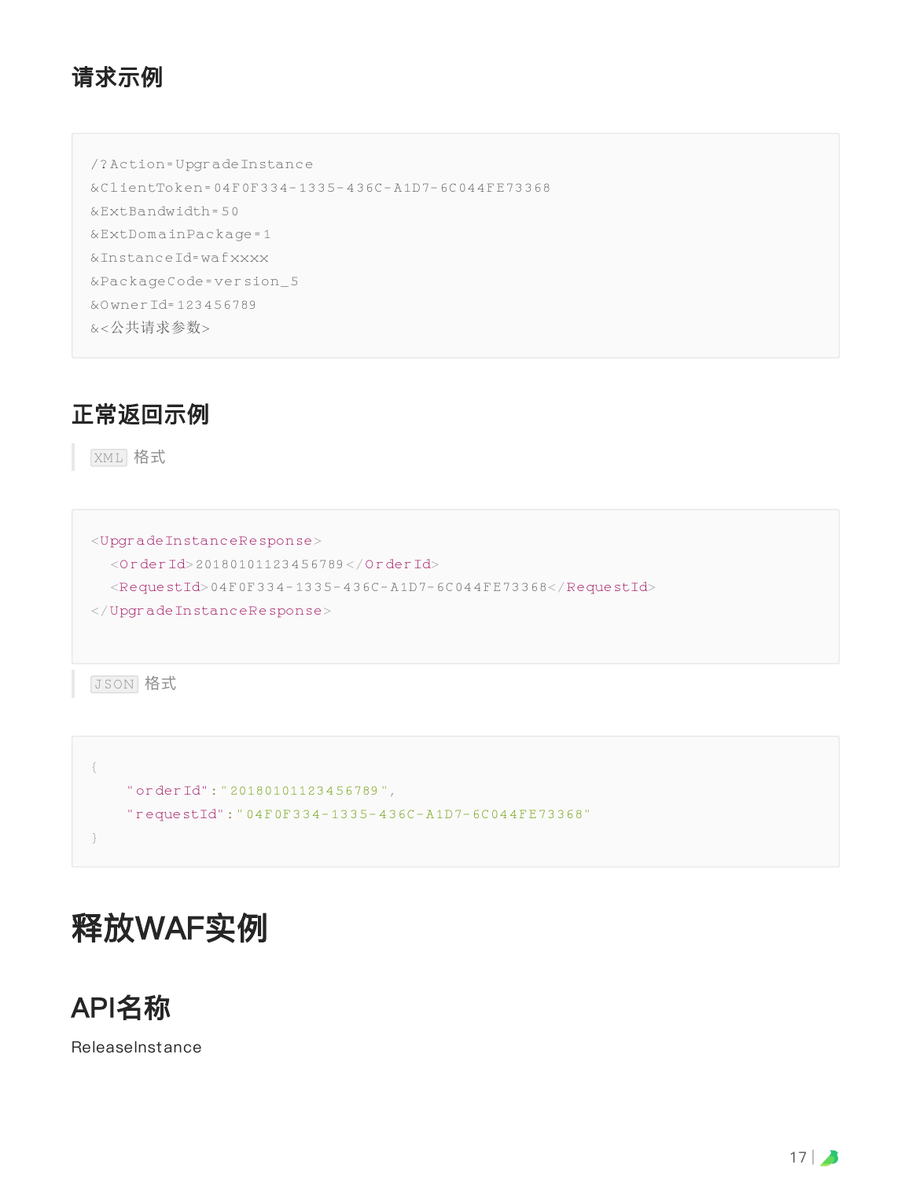## 请求示例

```
/?Action=UpgradeInstance
&ClientToken=04F0F334-1335-436C-A1D7-6C044FE73368
&ExtBandwidth=50
&ExtDomainPackage=1
&InstanceId=wafxxxx
&PackageCode=version_5
&OwnerId=123456789
&<公共请求参数>
```

## 正常返回示例

> XML 格式

```
<UpgradeInstanceResponse>
  <OrderId>20180101123456789</OrderId>
  <RequestId>04F0F334-1335-436C-A1D7-6C044FE73368</RequestId>
</UpgradeInstanceResponse>
```

> JSON 格式

```
{
    "orderId":"20180101123456789",
    "requestId":"04F0F334-1335-436C-A1D7-6C044FE73368"
}
```

# 释放WAF实例

## API名称

ReleaseInstance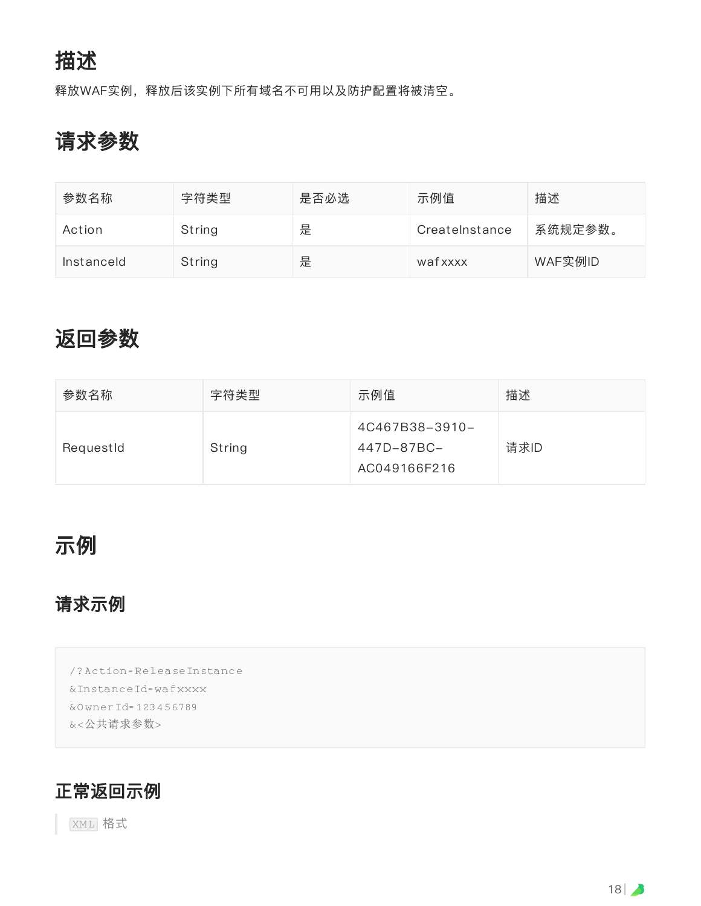## 描述

释放WAF实例，释放后该实例下所有域名不可用以及防护配置将被清空。

## 请求参数

| 参数名称 | 字符类型 | 是否必选 | 示例值 | 描述 |
| --- | --- | --- | --- | --- |
| Action | String | 是 | CreateInstance | 系统规定参数。 |
| InstanceId | String | 是 | wafxxxx | WAF实例ID |

## 返回参数

| 参数名称 | 字符类型 | 示例值 | 描述 |
| --- | --- | --- | --- |
| RequestId | String | 4C467B38-3910-447D-87BC-AC049166F216 | 请求ID |

## 示例

### 请求示例

```
/?Action=ReleaseInstance
&InstanceId=wafxxxx
&OwnerId=123456789
&<公共请求参数>
```

### 正常返回示例

> `XML` 格式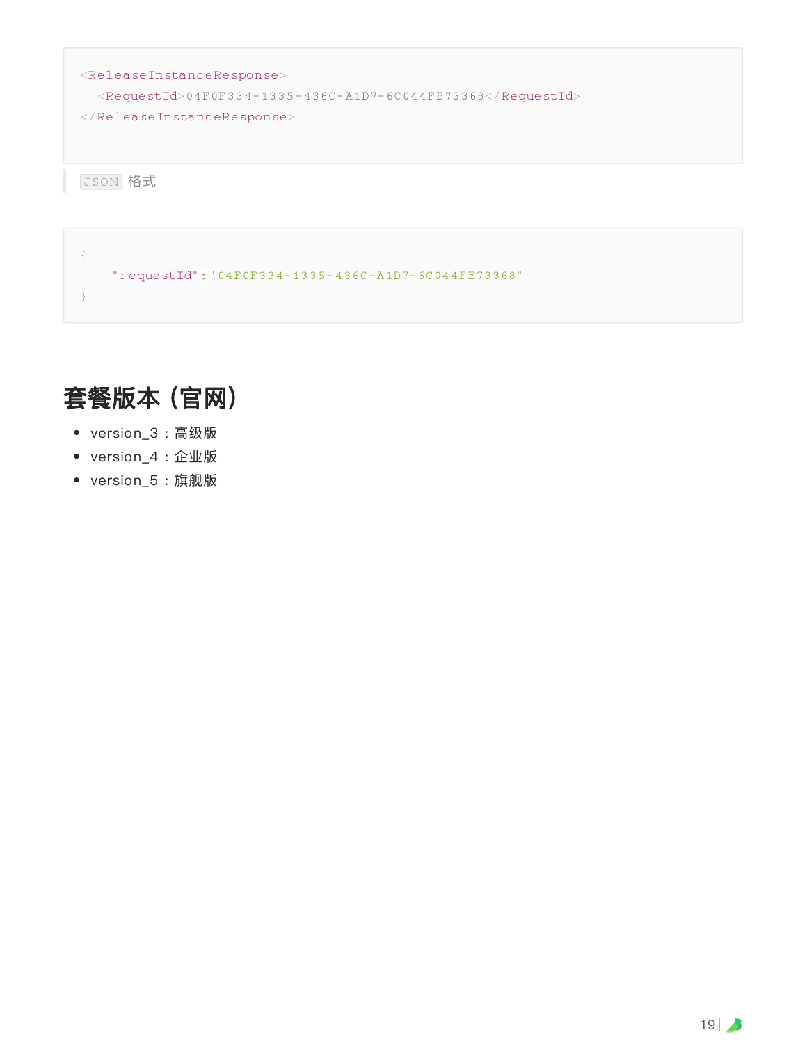```xml
<ReleaseInstanceResponse>
  <RequestId>04F0F334-1335-436C-A1D7-6C044FE73368</RequestId>
</ReleaseInstanceResponse>
```

> `JSON` 格式

```json
{
    "requestId":"04F0F334-1335-436C-A1D7-6C044FE73368"
}
```

## 套餐版本（官网）

- version_3 ：高级版
- version_4 ：企业版
- version_5 ：旗舰版